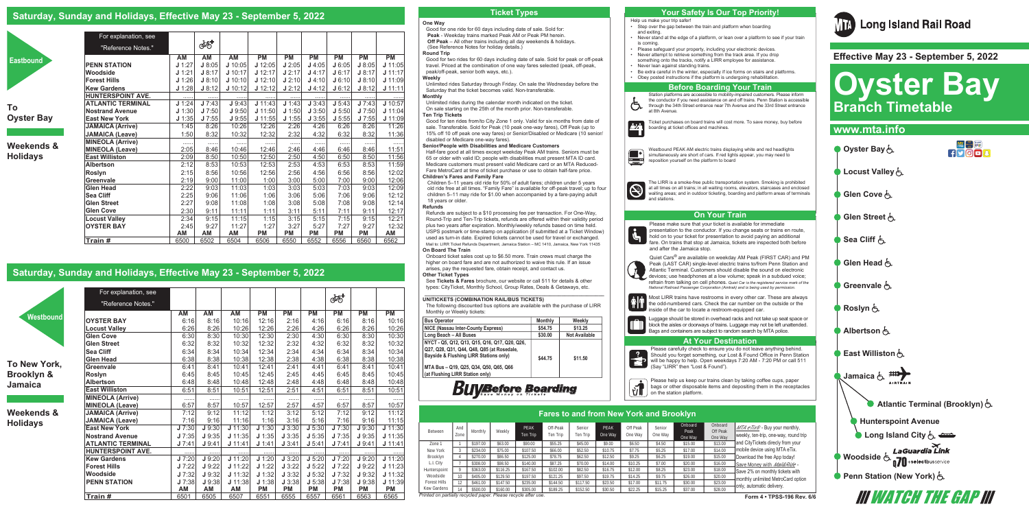## Saturday, Sunday and Holidays, Effective May 23 - September 5, 2022

**Eastbound**

**To Oyster Bay**

**Weekends & Holidays**

| For explanation, see "Reference Notes." | | 🚲 | | | | | | | |
|---|---|---|---|---|---|---|---|---|---|
| | AM | AM | AM | PM | PM | PM | PM | PM | PM |
| PENN STATION | J 1:27 | J 8:05 | J 10:05 | J 12:05 | J 2:05 | J 4:05 | J 6:05 | J 8:05 | J 11:05 |
| Woodside | J 1:21 | J 8:17 | J 10:17 | J 12:17 | J 2:17 | J 4:17 | J 6:17 | J 8:17 | J 11:17 |
| Forest Hills | J 1:26 | J 8:10 | J 10:10 | J 12:10 | J 2:10 | J 4:10 | J 6:10 | J 8:10 | J 11:09 |
| Kew Gardens | J 1:28 | J 8:12 | J 10:12 | J 12:12 | J 2:12 | J 4:12 | J 6:12 | J 8:12 | J 11:11 |
| HUNTERSPOINT AVE. | ..... | ..... | ..... | ..... | ..... | ..... | ..... | ..... | ..... |
| ATLANTIC TERMINAL | J 1:24 | J 7:43 | J 9:43 | J 11:43 | J 1:43 | J 3:43 | J 5:43 | J 7:43 | J 10:57 |
| Nostrand Avenue | J 1:30 | J 7:50 | J 9:50 | J 11:50 | J 1:50 | J 3:50 | J 5:50 | J 7:50 | J 11:04 |
| East New York | J 1:35 | J 7:55 | J 9:55 | J 11:55 | J 1:55 | J 3:55 | J 5:55 | J 7:55 | J 11:09 |
| JAMAICA (Arrive) | 1:45 | 8:26 | 10:26 | 12:26 | 2:26 | 4:26 | 6:26 | 8:26 | 11:26 |
| JAMAICA (Leave) | 1:50 | 8:32 | 10:32 | 12:32 | 2:32 | 4:32 | 6:32 | 8:32 | 11:36 |
| MINEOLA (Arrive) | ..... | ..... | ..... | ..... | ..... | ..... | ..... | ..... | ..... |
| MINEOLA (Leave) | 2:05 | 8:46 | 10:46 | 12:46 | 2:46 | 4:46 | 6:46 | 8:46 | 11:51 |
| East Williston | 2:09 | 8:50 | 10:50 | 12:50 | 2:50 | 4:50 | 6:50 | 8:50 | 11:56 |
| Albertson | 2:12 | 8:53 | 10:53 | 12:53 | 2:53 | 4:53 | 6:53 | 8:53 | 11:59 |
| Roslyn | 2:15 | 8:56 | 10:56 | 12:56 | 2:56 | 4:56 | 6:56 | 8:56 | 12:02 |
| Greenvale | 2:19 | 9:00 | 11:00 | 1:00 | 3:00 | 5:00 | 7:00 | 9:00 | 12:06 |
| Glen Head | 2:22 | 9:03 | 11:03 | 1:03 | 3:03 | 5:03 | 7:03 | 9:03 | 12:09 |
| Sea Cliff | 2:25 | 9:06 | 11:06 | 1:06 | 3:06 | 5:06 | 7:06 | 9:06 | 12:12 |
| Glen Street | 2:27 | 9:08 | 11:08 | 1:08 | 3:08 | 5:08 | 7:08 | 9:08 | 12:14 |
| Glen Cove | 2:30 | 9:11 | 11:11 | 1:11 | 3:11 | 5:11 | 7:11 | 9:11 | 12:17 |
| Locust Valley | 2:34 | 9:15 | 11:15 | 1:15 | 3:15 | 5:15 | 7:15 | 9:15 | 12:21 |
| OYSTER BAY | 2:45 | 9:27 | 11:27 | 1:27 | 3:27 | 5:27 | 7:27 | 9:27 | 12:32 |
| | AM | AM | AM | PM | PM | PM | PM | PM | AM |
| Train # | 6500 | 6502 | 6504 | 6506 | 6550 | 6552 | 6556 | 6560 | 6562 |

## Saturday, Sunday and Holidays, Effective May 23 - September 5, 2022

**Westbound**

**To New York, Brooklyn & Jamaica**

**Weekends & Holidays**

| For explanation, see "Reference Notes." | | | | | | | 🚲 | | |
|---|---|---|---|---|---|---|---|---|---|
| | AM | AM | AM | PM | PM | PM | PM | PM | PM |
| OYSTER BAY | 6:16 | 8:16 | 10:16 | 12:16 | 2:16 | 4:16 | 6:16 | 8:16 | 10:16 |
| Locust Valley | 6:26 | 8:26 | 10:26 | 12:26 | 2:26 | 4:26 | 6:26 | 8:26 | 10:26 |
| Glen Cove | 6:30 | 8:30 | 10:30 | 12:30 | 2:30 | 4:30 | 6:30 | 8:30 | 10:30 |
| Glen Street | 6:32 | 8:32 | 10:32 | 12:32 | 2:32 | 4:32 | 6:32 | 8:32 | 10:32 |
| Sea Cliff | 6:34 | 8:34 | 10:34 | 12:34 | 2:34 | 4:34 | 6:34 | 8:34 | 10:34 |
| Glen Head | 6:38 | 8:38 | 10:38 | 12:38 | 2:38 | 4:38 | 6:38 | 8:38 | 10:38 |
| Greenvale | 6:41 | 8:41 | 10:41 | 12:41 | 2:41 | 4:41 | 6:41 | 8:41 | 10:41 |
| Roslyn | 6:45 | 8:45 | 10:45 | 12:45 | 2:45 | 4:45 | 6:45 | 8:45 | 10:45 |
| Albertson | 6:48 | 8:48 | 10:48 | 12:48 | 2:48 | 4:48 | 6:48 | 8:48 | 10:48 |
| East Williston | 6:51 | 8:51 | 10:51 | 12:51 | 2:51 | 4:51 | 6:51 | 8:51 | 10:51 |
| MINEOLA (Arrive) | ..... | ..... | ..... | ..... | ..... | ..... | ..... | ..... | ..... |
| MINEOLA (Leave) | 6:57 | 8:57 | 10:57 | 12:57 | 2:57 | 4:57 | 6:57 | 8:57 | 10:57 |
| JAMAICA (Arrive) | 7:12 | 9:12 | 11:12 | 1:12 | 3:12 | 5:12 | 7:12 | 9:12 | 11:12 |
| JAMAICA (Leave) | 7:16 | 9:16 | 11:16 | 1:16 | 3:16 | 5:16 | 7:16 | 9:16 | 11:15 |
| East New York | J 7:30 | J 9:30 | J 11:30 | J 1:30 | J 3:30 | J 5:30 | J 7:30 | J 9:30 | J 11:30 |
| Nostrand Avenue | J 7:35 | J 9:35 | J 11:35 | J 1:35 | J 3:35 | J 5:35 | J 7:35 | J 9:35 | J 11:35 |
| ATLANTIC TERMINAL | J 7:41 | J 9:41 | J 11:41 | J 1:41 | J 3:41 | J 5:41 | J 7:41 | J 9:41 | J 11:41 |
| HUNTERSPOINT AVE. | ..... | ..... | ..... | ..... | ..... | ..... | ..... | ..... | ..... |
| Kew Gardens | J 7:20 | J 9:20 | J 11:20 | J 1:20 | J 3:20 | J 5:20 | J 7:20 | J 9:20 | J 11:20 |
| Forest Hills | J 7:22 | J 9:22 | J 11:22 | J 1:22 | J 3:22 | J 5:22 | J 7:22 | J 9:22 | J 11:23 |
| Woodside | J 7:32 | J 9:32 | J 11:32 | J 1:32 | J 3:32 | J 5:32 | J 7:32 | J 9:32 | J 11:32 |
| PENN STATION | J 7:38 | J 9:38 | J 11:38 | J 1:38 | J 3:38 | J 5:38 | J 7:38 | J 9:38 | J 11:39 |
| | AM | AM | AM | PM | PM | PM | PM | PM | PM |
| Train # | 6501 | 6505 | 6507 | 6551 | 6555 | 6557 | 6561 | 6563 | 6565 |

## Ticket Types

**One Way**
Good for one ride for 60 days including date of sale. Sold for:
**Peak** - Weekday trains marked Peak AM or Peak PM herein.
**Off Peak** – All other trains including all day weekends & holidays. (See Reference Notes for holiday details.)

**Round Trip**
Good for two rides for 60 days including date of sale. Sold for peak or off-peak travel. Priced at the combination of one way fares selected (peak, off-peak, peak/off-peak, senior both ways, etc.).

**Weekly**
Unlimited rides Saturday through Friday. On sale the Wednesday before the Saturday that the ticket becomes valid. Non-transferable.

**Monthly**
Unlimited rides during the calendar month indicated on the ticket. On sale starting on the 25th of the month prior. Non-transferable.

**Ten Trip Tickets**
Good for ten rides from/to City Zone 1 only. Valid for six months from date of sale. Transferable. Sold for Peak (10 peak one-way fares), Off Peak (up to 15% off 10 off peak one way fares) or Senior/Disabled or Medicare (10 senior/disabled or Medicare one-way fares).

**Senior/People with Disabilities and Medicare Customers**
Half-fare good at all times except weekday Peak AM trains. Seniors must be 65 or older with valid ID; people with disabilities must present MTA ID card. Medicare customers must present valid Medicare card or an MTA Reduced-Fare MetroCard at time of ticket purchase or use to obtain half-fare price.

**Children's Fares and Family Fare**
Children 5–11 years old ride for 50% of adult fares; children under 5 years old ride free at all times. "Family Fare" is available for off-peak travel; up to four children 5–11 may ride for $1.00 when accompanied by a fare-paying adult 18 years or older.

**Refunds**
Refunds are subject to a $10 processing fee per transaction. For One-Way, Round-Trip and Ten-Trip tickets, refunds are offered within their validity period plus two years after expiration. Monthly/weekly refunds based on time held. USPS postmark or time-stamp on application (if submitted at a Ticket Window) used as turn-in date. Expired tickets cannot be used for travel or exchanged.
Mail to: LIRR Ticket Refunds Department, Jamaica Station – MC 1410, Jamaica, New York 11435

**On Board The Train**
Onboard ticket sales cost up to $6.50 more. Train crews must charge the higher on board fare and are not authorized to waive this rule. If an issue arises, pay the requested fare, obtain receipt, and contact us.

**Other Ticket Types**
See **Tickets & Fares** brochure, our website or call 511 for details & other types: CityTicket, Monthly School, Group Rates, Deals & Getaways, etc.

**UNITICKETS (COMBINATION RAIL/BUS TICKETS)**
The following discounted bus options are available with the purchase of LIRR Monthly or Weekly tickets:

| Bus Operator | Monthly | Weekly |
|---|---|---|
| NICE (Nassau Inter-County Express) | $54.75 | $13.25 |
| Long Beach – All Buses | $30.00 | Not Available |
| NYCT - Q5, Q12, Q13, Q15, Q16, Q17, Q20, Q26, Q27, Q28, Q31, Q44, Q48, Q85 (at Rosedale, Bayside & Flushing LIRR Stations only) MTA Bus – Q19, Q25, Q34, Q50, Q65, Q66 (at Flushing LIRR Station only) | $44.75 | $11.50 |

**Buy Before Boarding** — Save Money on Tickets

## Your Safety Is Our Top Priority!

Help us make your trip safer!
- Step over the gap between the train and platform when boarding and exiting.
- Never stand at the edge of a platform, or lean over a platform to see if your train is coming.
- Please safeguard your property, including your electronic devices.
- Never attempt to retrieve something from the track area. If you drop something onto the tracks, notify a LIRR employee for assistance.
- Never lean against standing trains.
- Be extra careful in the winter, especially if ice forms on stairs and platforms.
- Obey posted instructions if the platform is undergoing rehabilitation.

## Before Boarding Your Train

Station platforms are accessible to mobility-impaired customers. Please inform the conductor if you need assistance on and off trains. Penn Station is accessible through the 34th Street entrance near 7th Avenue and the 33rd Street entrance at 8th Avenue.

Ticket purchases on board trains will cost more. To save money, buy before boarding at ticket offices and machines.

Westbound PEAK AM electric trains displaying white and red headlights simultaneously are short of cars. If red lights appear, you may need to reposition yourself on the platform to board

The LIRR is a smoke-free public transportation system. Smoking is prohibited at all times on all trains; in all waiting rooms, elevators, staircases and enclosed waiting areas; and in outdoor ticketing, boarding and platform areas of terminals and stations.

## On Your Train

Please make sure that your ticket is available for immediate presentation to the conductor. If you change seats or trains en route, hold on to your ticket for presentation to avoid paying an additional fare. On trains that stop at Jamaica, tickets are inspected both before and after the Jamaica stop.

Quiet Car® are available on weekday AM Peak (FIRST CAR) and PM Peak (LAST CAR) single-level electric trains to/from Penn Station and Atlantic Terminal. Customers should disable the sound on electronic devices; use headphones at a low volume; speak in a subdued voice; refrain from talking on cell phones. *Quiet Car is the registered service mark of the National Railroad Passenger Corporation (Amtrak) and is being used by permission.*

Most LIRR trains have restrooms in every other car. These are always the odd-numbered cars. Check the car number on the outside or the inside of the car to locate a restroom-equipped car.

Luggage should be stored in overhead racks and not take up seat space or block the aisles or doorways of trains. Luggage may not be left unattended. Bags and containers are subject to random search by MTA police.

## At Your Destination

Please carefully check to ensure you do not leave anything behind. Should you forget something, our Lost & Found Office in Penn Station will be happy to help. Open weekdays 7:20 AM - 7:20 PM or call 511 (Say "LIRR" then "Lost & Found").

Please help us keep our trains clean by taking coffee cups, paper bags or other disposable items and depositing them in the receptacles on the station platform.

## Fares to and from New York and Brooklyn

| Between | And Zone | Monthly | Weekly | PEAK Ten Trip | Off-Peak Ten Trip | Senior Ten Trip | PEAK One Way | Off Peak One Way | Senior One Way | Onboard Peak One Way | Onboard Off Peak One Way |
|---|---|---|---|---|---|---|---|---|---|---|---|
| Zone 1 | 1 | $197.00 | $63.00 | $90.00 | $55.25 | $45.00 | $9.00 | $6.50 | $4.50 | $15.00 | $13.00 |
| New York | 3 | $234.00 | $75.00 | $107.50 | $66.00 | $52.50 | $10.75 | $7.75 | $5.25 | $17.00 | $14.00 |
| Brooklyn | 4 | $270.00 | $86.50 | $125.00 | $78.75 | $62.50 | $12.50 | $9.25 | $6.25 | $19.00 | $15.00 |
| L.I. City | 7 | $308.00 | $98.50 | $140.00 | $87.25 | $70.00 | $14.00 | $10.25 | $7.00 | $20.00 | $16.00 |
| Hunterspoint | 9 | $363.00 | $116.25 | $167.50 | $102.00 | $82.50 | $16.75 | $12.00 | $8.25 | $23.00 | $18.00 |
| Woodside | 10 | $405.00 | $129.50 | $197.50 | $121.25 | $97.50 | $19.75 | $14.25 | $9.75 | $26.00 | $20.00 |
| Forest Hills | 12 | $461.00 | $147.50 | $235.00 | $144.50 | $117.50 | $23.50 | $17.00 | $11.75 | $30.00 | $23.00 |
| Kew Gardens | 14 | $500.00 | $160.00 | $305.00 | $189.25 | $152.50 | $30.50 | $22.25 | $15.25 | $37.00 | $28.00 |

*MTA eTix®* - Buy your monthly, weekly, ten-trip, one-way, round trip and CityTickets directly from your mobile device using MTA eTix. Download the free App today! Save 2% on monthly tickets with *Mail&Ride* - monthly unlimited MetroCard option only, automatic delivery.

*Printed on partially recycled paper. Please recycle after use.*

Form 4 • TPSS-196 Rev. 6/6

# Long Island Rail Road

**Effective May 23 - September 5, 2022**

# Oyster Bay Branch Timetable

**www.mta.info**

- Oyster Bay ♿
- Locust Valley ♿
- Glen Cove ♿
- Glen Street ♿
- Sea Cliff ♿
- Glen Head ♿
- Greenvale ♿
- Roslyn ♿
- Albertson ♿
- East Williston ♿
- Jamaica ♿ AIRTRAIN
- Atlantic Terminal (Brooklyn) ♿
- Hunterspoint Avenue
- Long Island City ♿
- Woodside ♿ LaGuardia Link Q70 +selectbusservice
- Penn Station (New York) ♿

**WATCH THE GAP**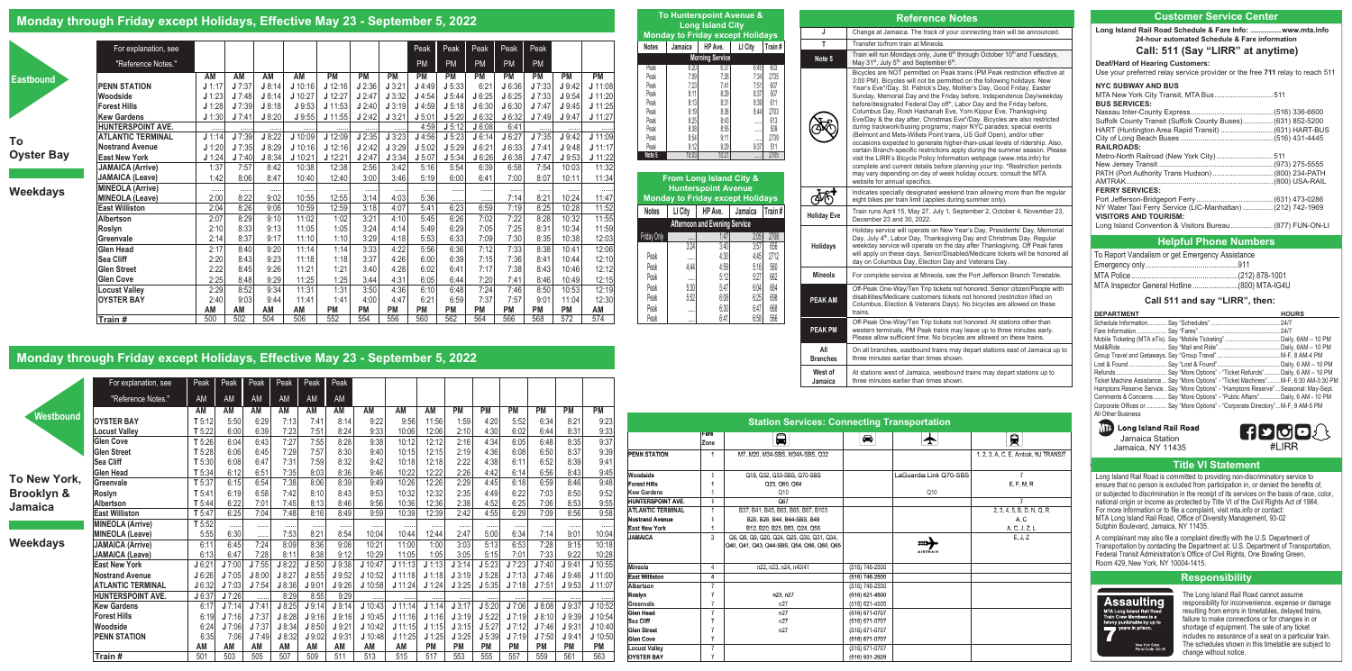## Monday through Friday except Holidays, Effective May 23 - September 5, 2022

**Eastbound**

**To Oyster Bay**

**Weekdays**

| For explanation, see "Reference Notes." | | | | | | | | Peak PM | Peak PM | Peak PM | Peak PM | Peak PM | | |
|---|---|---|---|---|---|---|---|---|---|---|---|---|---|---|
| | AM | AM | AM | AM | AM | PM | PM | PM | PM | PM | PM | PM | PM | PM |
| PENN STATION | J 1:17 | J 7:37 | J 8:14 | J 10:16 | J 12:16 | J 2:36 | J 3:21 | J 4:49 | J 5:33 | 6:21 | J 6:36 | J 7:33 | J 9:42 | J 11:08 |
| Woodside | J 1:23 | J 7:48 | J 8:14 | J 10:27 | J 12:27 | J 2:47 | J 3:32 | J 4:54 | J 5:44 | J 6:25 | J 6:25 | J 7:33 | J 9:54 | J 11:20 |
| Forest Hills | J 1:28 | J 7:39 | J 8:18 | J 9:53 | J 11:53 | J 2:40 | J 3:19 | J 4:59 | J 5:18 | J 6:30 | J 6:30 | J 7:47 | J 9:45 | J 11:25 |
| Kew Gardens | J 1:30 | J 7:41 | J 8:20 | J 9:55 | J 11:55 | J 2:42 | J 3:21 | J 5:01 | J 5:20 | J 6:32 | J 6:32 | J 7:49 | J 9:47 | J 11:27 |
| HUNTERSPOINT AVE. | ..... | ..... | ..... | ..... | ..... | ..... | ..... | 4:59 | J 5:12 | J 6:08 | 6:41 | ..... | ..... | ..... |
| ATLANTIC TERMINAL | J 1:14 | J 7:39 | J 8:22 | J 10:09 | J 12:09 | J 2:35 | J 3:23 | J 4:56 | J 5:23 | J 6:14 | J 6:27 | J 7:35 | J 9:42 | J 11:09 |
| Nostrand Avenue | J 1:20 | J 7:35 | J 8:29 | J 10:16 | J 12:16 | J 2:42 | J 3:29 | J 5:02 | J 5:29 | J 6:21 | J 6:33 | J 7:41 | J 9:48 | J 11:17 |
| East New York | J 1:24 | J 7:40 | J 8:34 | J 10:21 | J 12:21 | J 2:47 | J 3:34 | J 5:07 | J 5:34 | J 6:26 | J 6:38 | J 7:47 | J 9:53 | J 11:22 |
| JAMAICA (Arrive) | 1:37 | 7:57 | 8:42 | 10:38 | 12:38 | 2:56 | 3:42 | 5:16 | 5:54 | 6:39 | 6:58 | 7:54 | 10:03 | 11:32 |
| JAMAICA (Leave) | 1:42 | 8:06 | 8:47 | 10:40 | 12:40 | 3:00 | 3:46 | 5:19 | 6:00 | 6:41 | 7:00 | 8:07 | 10:11 | 11:34 |
| MINEOLA (Arrive) | ..... | ..... | ..... | ..... | ..... | ..... | ..... | ..... | ..... | ..... | ..... | ..... | ..... | ..... |
| MINEOLA (Leave) | 2:00 | 8:22 | 9:02 | 10:55 | 12:55 | 3:14 | 4:03 | 5:36 | ..... | ..... | 7:14 | 8:21 | 10:24 | 11:47 |
| East Williston | 2:04 | 8:26 | 9:06 | 10:59 | 12:59 | 3:18 | 4:07 | 5:41 | 6:23 | 6:59 | 7:19 | 8:25 | 10:28 | 11:52 |
| Albertson | 2:07 | 8:29 | 9:10 | 11:02 | 1:02 | 3:21 | 4:10 | 5:45 | 6:26 | 7:02 | 7:22 | 8:28 | 10:32 | 11:55 |
| Roslyn | 2:10 | 8:33 | 9:13 | 11:05 | 1:05 | 3:24 | 4:14 | 5:49 | 6:29 | 7:05 | 7:25 | 8:31 | 10:34 | 11:59 |
| Greenvale | 2:14 | 8:37 | 9:17 | 11:10 | 1:10 | 3:29 | 4:18 | 5:53 | 6:33 | 7:09 | 7:30 | 8:35 | 10:38 | 12:03 |
| Glen Head | 2:17 | 8:40 | 9:20 | 11:14 | 1:14 | 3:33 | 4:22 | 5:56 | 6:36 | 7:12 | 7:33 | 8:38 | 10:41 | 12:06 |
| Sea Cliff | 2:20 | 8:43 | 9:23 | 11:18 | 1:18 | 3:37 | 4:26 | 6:00 | 6:39 | 7:15 | 7:36 | 8:41 | 10:44 | 12:10 |
| Glen Street | 2:22 | 8:45 | 9:26 | 11:21 | 1:21 | 3:40 | 4:28 | 6:02 | 6:41 | 7:17 | 7:38 | 8:43 | 10:46 | 12:12 |
| Glen Cove | 2:25 | 8:48 | 9:29 | 11:25 | 1:25 | 3:44 | 4:31 | 6:05 | 6:44 | 7:20 | 7:41 | 8:46 | 10:49 | 12:15 |
| Locust Valley | 2:29 | 8:52 | 9:34 | 11:31 | 1:31 | 3:50 | 4:36 | 6:10 | 6:48 | 7:24 | 7:46 | 8:50 | 10:53 | 12:19 |
| OYSTER BAY | 2:40 | 9:03 | 9:44 | 11:41 | 1:41 | 4:00 | 4:47 | 6:21 | 6:59 | 7:37 | 7:57 | 9:01 | 11:04 | 12:30 |
| | AM | AM | AM | AM | PM | PM | PM | PM | PM | PM | PM | PM | PM | AM |
| Train # | 500 | 502 | 504 | 506 | 552 | 554 | 556 | 560 | 562 | 564 | 566 | 568 | 572 | 574 |

### To Hunterspoint Avenue & Long Island City
### Monday to Friday except Holidays

| Notes | Jamaica | HP Ave. | LI City | Train # |
|---|---|---|---|---|
| | Morning Service | | | |
| Peak | 6:20 | 6:37 | 6:45 | 603 |
| Peak | 7:09 | 7:26 | 7:34 | 2705 |
| Peak | 7:23 | 7:41 | 7:51 | 607 |
| Peak | 8:11 | 8:29 | 8:37 | 507 |
| Peak | 8:13 | 8:31 | 8:38 | 611 |
| Peak | 8:19 | 8:36 | 8:44 | 2703 |
| Peak | 8:25 | 8:43 | ..... | 613 |
| Peak | 8:38 | 8:55 | ..... | 509 |
| Peak | 8:54 | 9:11 | ..... | 2709 |
| Peak | 9:12 | 9:29 | 9:37 | 511 |
| Note 5 | 10:03 | 10:21 | ..... | 2705 |

### From Long Island City & Hunterspoint Avenue
### Monday to Friday except Holidays

| Notes | LI City | HP Ave. | Jamaica | Train # |
|---|---|---|---|---|
| | Afternoon and Evening Service | | | |
| Friday Only | ..... | 1:47 | 2:05 | 2708 |
| | 3:24 | 3:40 | 3:57 | 656 |
| Peak | ..... | 4:30 | 4:45 | 2712 |
| Peak | 4:44 | 4:59 | 5:16 | 560 |
| Peak | ..... | 5:12 | 5:27 | 662 |
| Peak | 5:30 | 5:47 | 6:04 | 664 |
| Peak | 5:52 | 6:08 | 6:25 | 698 |
| Peak | ..... | 6:30 | 6:47 | 668 |
| Peak | ..... | 6:41 | 6:58 | 566 |

## Reference Notes

| | |
|---|---|
| J | Change at Jamaica. The track of your connecting train will be announced. |
| T | Transfer to/from train at Mineola. |
| Note 5 | Train will run Mondays only, June 6th through October 10th and Tuesdays, May 31st, July 5th and September 6th. |
| (Bicycle) | Bicycles are NOT permitted on Peak trains (PM Peak restriction effective at 3:00 PM). Bicycles will not be permitted on the following holidays: New Year's Eve*/Day, St. Patrick's Day, Mother's Day, Good Friday, Easter Sunday, Memorial Day and the Friday before, Independence Day/weekday before/designated Federal Day off*, Labor Day and the Friday before, Columbus Day, Rosh Hashanah Eve, Yom Kippur Eve, Thanksgiving Eve/Day & the day after, Christmas Eve*/Day. Bicycles are also restricted during trackwork/busing programs; major NYC parades; special events (Belmont and Mets-Willets Point trains, US Golf Open), and/or other occasions expected to generate higher-than-usual levels of ridership. Also, certain Branch-specific restrictions apply during the summer season. Please visit the LIRR's Bicycle Policy Information webpage (www.mta.info) for complete and current details before planning your trip. *Restriction periods may vary depending on day of week holiday occurs; consult the MTA website for annual specifics. |
| (Bicycle) | Indicates specially designated weekend train allowing more than the regular eight bikes per train limit (applies during summer only). |
| Holiday Eve | Train runs April 15, May 27, July 1, September 2, October 4, November 23, December 23 and 30, 2022. |
| Holidays | Holiday service will operate on New Year's Day, Presidents' Day, Memorial Day, July 4th, Labor Day, Thanksgiving Day and Christmas Day. Regular weekday service will operate on the day after Thanksgiving. Off Peak fares will apply on these days. Senior/Disabled/Medicare tickets will be honored all day on Columbus Day, Election Day and Veterans Day. |
| Mineola | For complete service at Mineola, see the Port Jefferson Branch Timetable. |
| PEAK AM | Off-Peak One-Way/Ten Trip tickets not honored. Senior citizen/People with disabilities/Medicare customers tickets not honored (restriction lifted on Columbus, Election & Veterans Days). No bicycles are allowed on these trains. |
| PEAK PM | Off-Peak One-Way/Ten Trip tickets not honored. At stations other than western terminals, PM Peak trains may leave up to three minutes early. Please allow sufficient time. No bicycles are allowed on these trains. |
| All Branches | On all branches, eastbound trains may depart stations east of Jamaica up to three minutes earlier than times shown. |
| West of Jamaica | At stations west of Jamaica, westbound trains may depart stations up to three minutes earlier than times shown. |

## Customer Service Center

**Long Island Rail Road Schedule & Fare Info:** ............... **www.mta.info**
**24-hour automated Schedule & Fare information**

### Call: 511 (Say "LIRR" at anytime)

**Deaf/Hard of Hearing Customers:**
Use your preferred relay service provider or the free 711 relay to reach 511

**NYC SUBWAY AND BUS**
MTA New York City Transit, MTA Bus.............................511

**BUS SERVICES:**
Nassau Inter-County Express...............................................(516) 336-6600
Suffolk County Transit (Suffolk County Buses)................(631) 852-5200
HART (Huntington Area Rapid Transit) ..........................(631) HART-BUS
City of Long Beach Buses ...................................................(516) 431-4445

**RAILROADS:**
Metro-North Railroad (New York City)...............................511
New Jersey Transit..................................................................(973) 275-5555
PATH (Port Authority Trans Hudson)................................(800) 234-PATH
AMTRAK..................................................................................(800) USA-RAIL

**FERRY SERVICES:**
Port Jefferson-Bridgeport Ferry ..........................................(631) 473-0286
NY Water Taxi Ferry Service (LIC-Manhattan) .................(212) 742-1969

**VISITORS AND TOURISM:**
Long Island Convention & Visitors Bureau......................(877) FUN-ON-LI

## Helpful Phone Numbers

To Report Vandalism or get Emergency Assistance
Emergency only.........................................................911
MTA Police .............................................................(212) 878-1001
MTA Inspector General Hotline .........................(800) MTA-IG4U

### Call 511 and say "LIRR", then:

| DEPARTMENT | | HOURS |
|---|---|---|
| Schedule Information | Say "Schedules" | 24/7 |
| Fare Information | Say "Fares" | 24/7 |
| Mobile Ticketing (MTA eTix) | Say "Mobile Ticketing" | Daily, 6AM – 10 PM |
| Mail&Ride | Say "Mail and Ride" | Daily, 6AM – 10 PM |
| Group Travel and Getaways | Say "Group Travel" | M-F, 8 AM-4 PM |
| Lost & Found | Say "Lost & Found" | Daily, 6 AM – 10 PM |
| Refunds | Say "More Options" - "Ticket Refunds" | Daily, 6 AM – 10 PM |
| Ticket Machine Assistance | Say "More Options" - "Ticket Machines" | M-F, 6:30 AM-3:30 PM |
| Hamptons Reserve Service | Say "More Options" - "Hamptons Reserve" | Seasonal: May-Sept. |
| Comments & Concerns | Say "More Options" - "Public Affairs" | Daily, 6 AM - 10 PM |
| Corporate Offices or All Other Business | Say "More Options" - "Corporate Directory" | M-F, 9 AM-5 PM |

**Long Island Rail Road**
Jamaica Station
Jamaica, NY 11435

#LIRR

## Title VI Statement

Long Island Rail Road is committed to providing non-discriminatory service to ensure that no person is excluded from participation in, or denied the benefits of, or subjected to discrimination in the receipt of its services on the basis of race, color, national origin or income as protected by Title VI of the Civil Rights Act of 1964. For more information or to file a complaint, visit mta.info or contact: MTA Long Island Rail Road, Office of Diversity Management, 93-02 Sutphin Boulevard, Jamaica, NY 11435.

A complainant may also file a complaint directly with the U.S. Department of Transportation by contacting the Department at: U.S. Department of Transportation, Federal Transit Administration's Office of Civil Rights, One Bowling Green, Room 429, New York, NY 10004-1415.

## Responsibility

**Assaulting** MTA Long Island Rail Road Train Crew Members is a felony punishable by up to 7 years in prison. New York State Penal Code 120.05

The Long Island Rail Road cannot assume responsibility for inconvenience, expense or damage resulting from errors in timetables, delayed trains, failure to make connections or for changes in or shortage of equipment. The sale of any ticket includes no assurance of a seat on a particular train. The schedules shown in this timetable are subject to change without notice.

## Monday through Friday except Holidays, Effective May 23 - September 5, 2022

**Westbound**

**To New York, Brooklyn & Jamaica**

**Weekdays**

| For explanation, see "Reference Notes." | Peak AM | Peak AM | Peak AM | Peak AM | Peak AM | Peak AM | | | | | | | | |
|---|---|---|---|---|---|---|---|---|---|---|---|---|---|---|
| | AM | AM | AM | AM | AM | AM | AM | AM | AM | PM | PM | PM | PM | PM |
| OYSTER BAY | T 5:12 | 5:50 | 6:29 | 7:13 | 7:41 | 8:14 | 9:22 | 9:56 | 11:56 | 1:59 | 4:20 | 5:52 | 6:34 | 8:21 | 9:23 |
| Locust Valley | T 5:22 | 6:00 | 6:39 | 7:23 | 7:51 | 8:24 | 9:33 | 10:06 | 12:06 | 2:10 | 4:30 | 6:02 | 6:44 | 8:31 | 9:33 |
| Glen Cove | T 5:26 | 6:04 | 6:43 | 7:27 | 7:55 | 8:28 | 9:38 | 10:12 | 12:12 | 2:16 | 4:34 | 6:05 | 6:48 | 8:35 | 9:37 |
| Glen Street | T 5:28 | 6:06 | 6:45 | 7:29 | 7:57 | 8:30 | 9:40 | 10:15 | 12:15 | 2:19 | 4:36 | 6:08 | 6:50 | 8:37 | 9:39 |
| Sea Cliff | T 5:30 | 6:08 | 6:47 | 7:31 | 7:59 | 8:32 | 9:42 | 10:18 | 12:18 | 2:22 | 4:38 | 6:11 | 6:52 | 8:39 | 9:41 |
| Glen Head | T 5:34 | 6:12 | 6:51 | 7:35 | 8:03 | 8:36 | 9:46 | 10:22 | 12:22 | 2:26 | 4:42 | 6:14 | 6:56 | 8:43 | 9:45 |
| Greenvale | T 5:37 | 6:15 | 6:54 | 7:38 | 8:06 | 8:39 | 9:49 | 10:26 | 12:26 | 2:29 | 4:45 | 6:18 | 6:59 | 8:46 | 9:48 |
| Roslyn | T 5:41 | 6:19 | 6:58 | 7:42 | 8:10 | 8:43 | 9:53 | 10:32 | 12:32 | 2:35 | 4:49 | 6:22 | 7:03 | 8:50 | 9:52 |
| Albertson | T 5:44 | 6:22 | 7:01 | 7:45 | 8:13 | 8:46 | 9:56 | 10:36 | 12:36 | 2:38 | 4:52 | 6:25 | 7:06 | 8:53 | 9:55 |
| East Williston | T 5:47 | 6:25 | 7:04 | 7:48 | 8:16 | 8:49 | 9:59 | 10:39 | 12:39 | 2:42 | 4:55 | 6:29 | 7:09 | 8:56 | 9:58 |
| MINEOLA (Arrive) | T 5:52 | ..... | ..... | ..... | ..... | ..... | ..... | ..... | ..... | ..... | ..... | ..... | ..... | ..... | ..... |
| MINEOLA (Leave) | 5:55 | 6:30 | ..... | 7:53 | 8:21 | 8:54 | 10:04 | 10:44 | 12:44 | 2:47 | 5:00 | 6:34 | 7:14 | 9:01 | 10:04 |
| JAMAICA (Arrive) | 6:11 | 6:45 | 7:24 | 8:09 | 8:36 | 9:08 | 10:21 | 11:00 | 1:00 | 3:03 | 5:13 | 6:53 | 7:28 | 9:15 | 10:18 |
| JAMAICA (Leave) | 6:13 | 6:47 | 7:28 | 8:11 | 8:38 | 9:12 | 10:29 | 11:05 | 1:05 | 3:05 | 5:15 | 7:01 | 7:33 | 9:22 | 10:28 |
| East New York | J 6:21 | J 7:00 | J 7:55 | J 8:22 | J 8:50 | J 9:38 | J 10:47 | J 11:13 | J 1:13 | J 3:14 | J 5:23 | J 7:23 | J 7:40 | J 9:41 | J 10:55 |
| Nostrand Avenue | J 6:26 | J 7:05 | J 8:00 | J 8:27 | J 8:55 | J 9:52 | J 10:52 | J 11:18 | J 1:18 | J 3:19 | J 5:28 | J 7:13 | J 7:46 | J 9:46 | J 11:00 |
| ATLANTIC TERMINAL | J 6:32 | J 7:03 | J 7:54 | J 8:36 | J 9:01 | J 9:26 | J 10:58 | J 11:24 | J 1:24 | J 3:25 | J 5:35 | J 7:18 | J 7:51 | J 9:53 | J 11:07 |
| HUNTERSPOINT AVE. | J 6:37 | J 7:26 | ..... | 8:29 | 8:55 | 9:29 | ..... | ..... | ..... | ..... | ..... | ..... | ..... | ..... | ..... |
| Kew Gardens | 6:17 | J 7:14 | J 7:41 | J 8:25 | J 9:14 | J 9:14 | J 10:43 | J 11:14 | J 1:14 | J 3:17 | J 5:20 | J 7:06 | J 8:08 | J 9:37 | J 10:52 |
| Forest Hills | 6:19 | J 7:16 | J 7:37 | J 8:28 | J 9:16 | J 9:16 | J 10:45 | J 11:16 | J 1:16 | J 3:19 | J 5:22 | J 7:19 | J 8:10 | J 9:39 | J 10:54 |
| Woodside | 6:24 | J 7:06 | J 7:37 | J 8:34 | J 8:50 | J 9:21 | J 10:42 | J 11:15 | J 1:15 | J 3:15 | J 5:27 | J 7:12 | J 7:46 | J 9:31 | J 10:40 |
| PENN STATION | 6:35 | 7:06 | J 7:49 | J 8:32 | J 9:02 | J 9:31 | J 10:48 | J 11:25 | J 1:25 | J 3:25 | J 5:39 | J 7:19 | J 7:50 | J 9:41 | J 10:50 |
| | AM | AM | AM | AM | AM | AM | AM | AM | PM | PM | PM | PM | PM | PM | PM |
| Train # | 501 | 503 | 505 | 507 | 509 | 511 | 513 | 515 | 517 | 553 | 555 | 557 | 559 | 561 | 563 |

## Station Services: Connecting Transportation

| | Fare Zone | Bus | Parking | Airport | Subway/Rail |
|---|---|---|---|---|---|
| PENN STATION | 1 | M7, M20, M34-SBS, M34A-SBS, Q32 | | | 1, 2, 3, A, C, E, Amtrak, NJ TRANSIT |
| Woodside | 1 | Q18, Q32, Q53-SBS, Q70-SBS | | LaGuardia Link Q70-SBS | 7 |
| Forest Hills | 1 | Q23, Q60, Q64 | | | E, F, M, R |
| Kew Gardens | 1 | Q10 | | Q10 | |
| HUNTERSPOINT AVE. | 1 | Q67 | | | 7 |
| ATLANTIC TERMINAL | 1 | B37, B41, B45, B63, B65, B67, B103 | | | 2, 3, 4, 5, B, D, N, Q, R |
| Nostrand Avenue | 1 | B25, B26, B44, B44-SBS, B49 | | | A, C |
| East New York | 1 | B12, B20, B25, B83, Q24, Q56 | | | A, C, J, Z, L |
| JAMAICA | 3 | Q6, Q8, Q9, Q20, Q24, Q25, Q30, Q31, Q34, Q40, Q41, Q43, Q44-SBS, Q54, Q56, Q60, Q65 | | AirTrain | E, J, Z |
| Mineola | 4 | n22, n23, n24, n40/41 | (516) 746-2500 | | |
| East Williston | 4 | | (516) 746-2500 | | |
| Albertson | 7 | | (516) 746-2500 | | |
| Roslyn | 7 | n23, n27 | (516) 621-4500 | | |
| Greenvale | 7 | n27 | (516) 621-4500 | | |
| Glen Head | 7 | n27 | (516) 671-0707 | | |
| Sea Cliff | 7 | n27 | (516) 671-0707 | | |
| Glen Street | 7 | n27 | (516) 671-0707 | | |
| Glen Cove | 7 | | (516) 671-0707 | | |
| Locust Valley | 7 | | (516) 671-0707 | | |
| OYSTER BAY | 7 | | (516) 931-2929 | | |